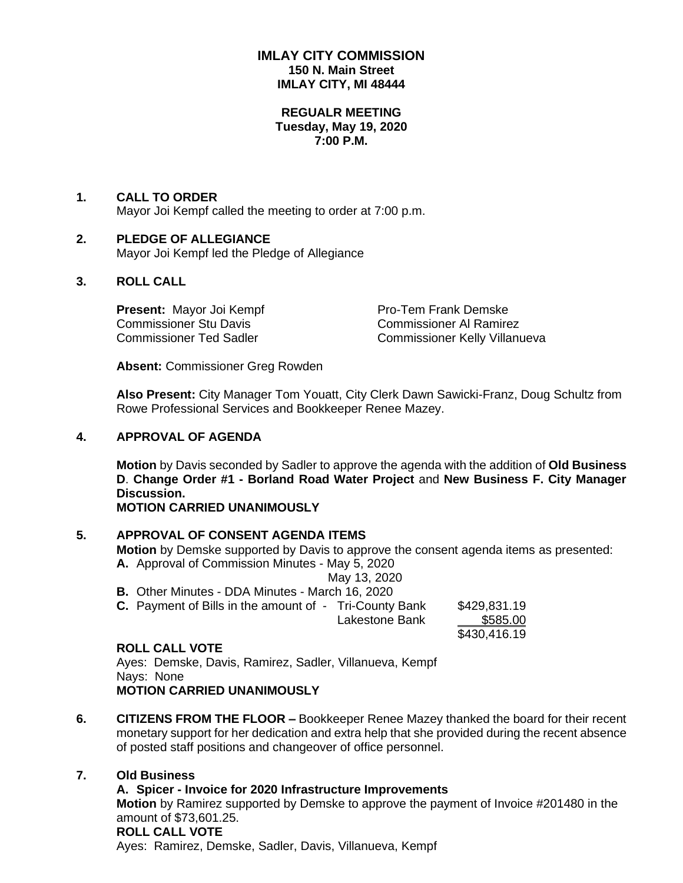# IMLAY CITY COMMISSION
**150 N. Main Street**
**IMLAY CITY, MI 48444**

**REGUALR MEETING**
**Tuesday, May 19, 2020**
**7:00 P.M.**

## 1. CALL TO ORDER

Mayor Joi Kempf called the meeting to order at 7:00 p.m.

## 2. PLEDGE OF ALLEGIANCE

Mayor Joi Kempf led the Pledge of Allegiance

## 3. ROLL CALL

**Present:** Mayor Joi Kempf, Pro-Tem Frank Demske, Commissioner Stu Davis, Commissioner Al Ramirez, Commissioner Ted Sadler, Commissioner Kelly Villanueva

**Absent:** Commissioner Greg Rowden

**Also Present:** City Manager Tom Youatt, City Clerk Dawn Sawicki-Franz, Doug Schultz from Rowe Professional Services and Bookkeeper Renee Mazey.

## 4. APPROVAL OF AGENDA

**Motion** by Davis seconded by Sadler to approve the agenda with the addition of **Old Business D**. **Change Order #1 - Borland Road Water Project** and **New Business F. City Manager Discussion.**
**MOTION CARRIED UNANIMOUSLY**

## 5. APPROVAL OF CONSENT AGENDA ITEMS

**Motion** by Demske supported by Davis to approve the consent agenda items as presented:

**A.** Approval of Commission Minutes - May 5, 2020
May 13, 2020

**B.** Other Minutes - DDA Minutes - March 16, 2020

**C.** Payment of Bills in the amount of -

| | |
|---|---|
| Tri-County Bank | $429,831.19 |
| Lakestone Bank | $585.00 |
| | $430,416.19 |

**ROLL CALL VOTE**
Ayes: Demske, Davis, Ramirez, Sadler, Villanueva, Kempf
Nays: None
**MOTION CARRIED UNANIMOUSLY**

## 6. CITIZENS FROM THE FLOOR –

Bookkeeper Renee Mazey thanked the board for their recent monetary support for her dedication and extra help that she provided during the recent absence of posted staff positions and changeover of office personnel.

## 7. Old Business

### A. Spicer - Invoice for 2020 Infrastructure Improvements

**Motion** by Ramirez supported by Demske to approve the payment of Invoice #201480 in the amount of $73,601.25.
**ROLL CALL VOTE**
Ayes: Ramirez, Demske, Sadler, Davis, Villanueva, Kempf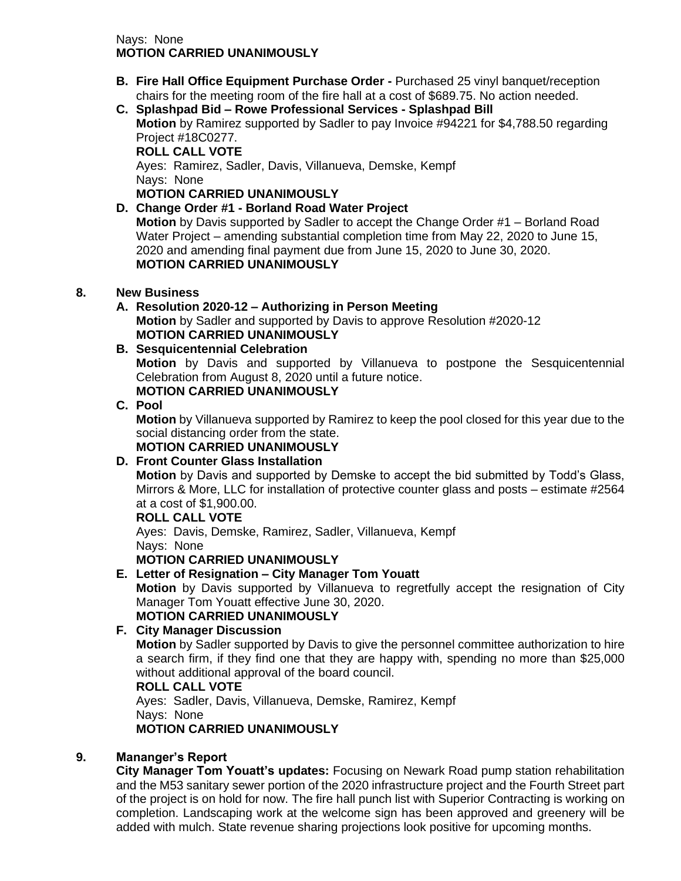Nays: None
**MOTION CARRIED UNANIMOUSLY**

- **B. Fire Hall Office Equipment Purchase Order -** Purchased 25 vinyl banquet/reception chairs for the meeting room of the fire hall at a cost of $689.75. No action needed.
- **C. Splashpad Bid – Rowe Professional Services - Splashpad Bill**
  **Motion** by Ramirez supported by Sadler to pay Invoice #94221 for $4,788.50 regarding Project #18C0277.
  **ROLL CALL VOTE**
  Ayes: Ramirez, Sadler, Davis, Villanueva, Demske, Kempf
  Nays: None
  **MOTION CARRIED UNANIMOUSLY**
- **D. Change Order #1 - Borland Road Water Project**
  **Motion** by Davis supported by Sadler to accept the Change Order #1 – Borland Road Water Project – amending substantial completion time from May 22, 2020 to June 15, 2020 and amending final payment due from June 15, 2020 to June 30, 2020.
  **MOTION CARRIED UNANIMOUSLY**

## 8. New Business

- **A. Resolution 2020-12 – Authorizing in Person Meeting**
  **Motion** by Sadler and supported by Davis to approve Resolution #2020-12
  **MOTION CARRIED UNANIMOUSLY**
- **B. Sesquicentennial Celebration**
  **Motion** by Davis and supported by Villanueva to postpone the Sesquicentennial Celebration from August 8, 2020 until a future notice.
  **MOTION CARRIED UNANIMOUSLY**
- **C. Pool**
  **Motion** by Villanueva supported by Ramirez to keep the pool closed for this year due to the social distancing order from the state.
  **MOTION CARRIED UNANIMOUSLY**
- **D. Front Counter Glass Installation**
  **Motion** by Davis and supported by Demske to accept the bid submitted by Todd's Glass, Mirrors & More, LLC for installation of protective counter glass and posts – estimate #2564 at a cost of $1,900.00.
  **ROLL CALL VOTE**
  Ayes: Davis, Demske, Ramirez, Sadler, Villanueva, Kempf
  Nays: None
  **MOTION CARRIED UNANIMOUSLY**
- **E. Letter of Resignation – City Manager Tom Youatt**
  **Motion** by Davis supported by Villanueva to regretfully accept the resignation of City Manager Tom Youatt effective June 30, 2020.
  **MOTION CARRIED UNANIMOUSLY**
- **F. City Manager Discussion**
  **Motion** by Sadler supported by Davis to give the personnel committee authorization to hire a search firm, if they find one that they are happy with, spending no more than $25,000 without additional approval of the board council.
  **ROLL CALL VOTE**
  Ayes: Sadler, Davis, Villanueva, Demske, Ramirez, Kempf
  Nays: None
  **MOTION CARRIED UNANIMOUSLY**

## 9. Mananger's Report

**City Manager Tom Youatt's updates:** Focusing on Newark Road pump station rehabilitation and the M53 sanitary sewer portion of the 2020 infrastructure project and the Fourth Street part of the project is on hold for now. The fire hall punch list with Superior Contracting is working on completion. Landscaping work at the welcome sign has been approved and greenery will be added with mulch. State revenue sharing projections look positive for upcoming months.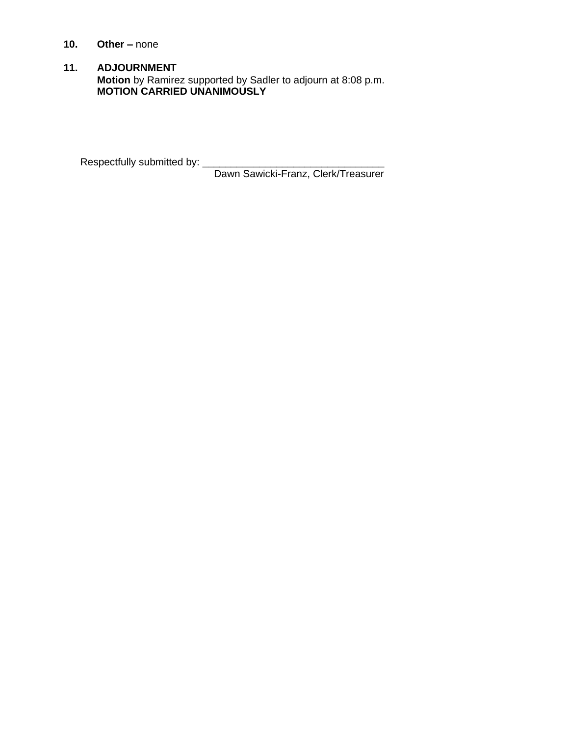**10. Other –** none

**11. ADJOURNMENT**

**Motion** by Ramirez supported by Sadler to adjourn at 8:08 p.m.
**MOTION CARRIED UNANIMOUSLY**

Respectfully submitted by: ________________________________
Dawn Sawicki-Franz, Clerk/Treasurer